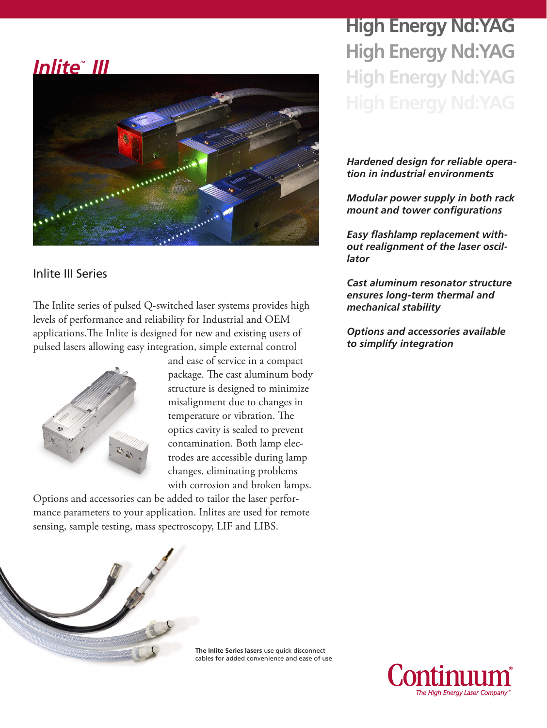# Inlite™ III

# High Energy Nd:YAG

## Inlite III Series

The Inlite series of pulsed Q-switched laser systems provides high levels of performance and reliability for Industrial and OEM applications. The Inlite is designed for new and existing users of pulsed lasers allowing easy integration, simple external control and ease of service in a compact package. The cast aluminum body structure is designed to minimize misalignment due to changes in temperature or vibration. The optics cavity is sealed to prevent contamination. Both lamp electrodes are accessible during lamp changes, eliminating problems with corrosion and broken lamps. Options and accessories can be added to tailor the laser performance parameters to your application. Inlites are used for remote sensing, sample testing, mass spectroscopy, LIF and LIBS.

**The Inlite Series lasers** use quick disconnect cables for added convenience and ease of use

***Hardened design for reliable operation in industrial environments***

***Modular power supply in both rack mount and tower configurations***

***Easy flashlamp replacement without realignment of the laser oscillator***

***Cast aluminum resonator structure ensures long-term thermal and mechanical stability***

***Options and accessories available to simplify integration***

Continuum®
*The High Energy Laser Company™*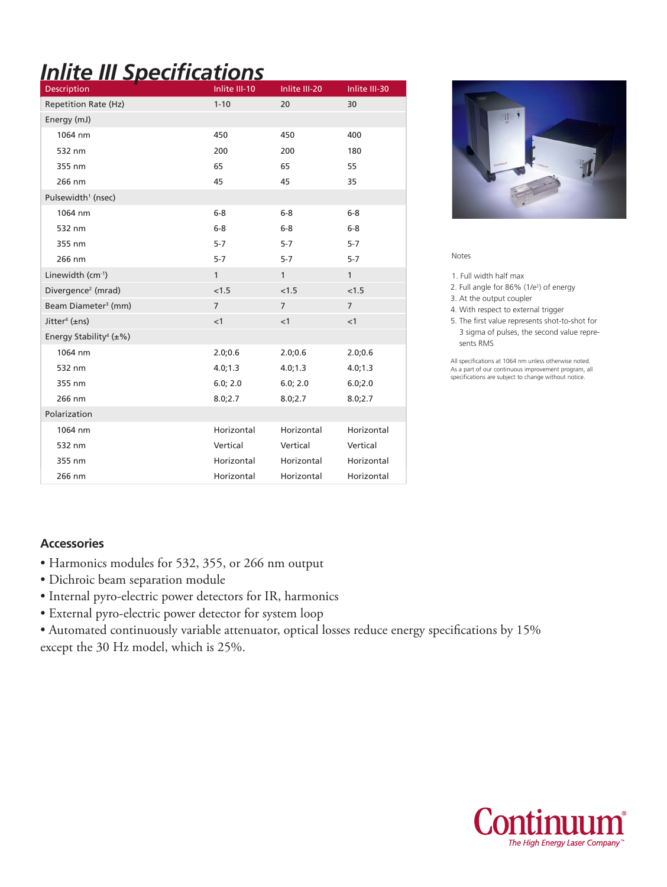# Inlite III Specifications

| Description | Inlite III-10 | Inlite III-20 | Inlite III-30 |
|---|---|---|---|
| Repetition Rate (Hz) | 1-10 | 20 | 30 |
| Energy (mJ) | | | |
| 1064 nm | 450 | 450 | 400 |
| 532 nm | 200 | 200 | 180 |
| 355 nm | 65 | 65 | 55 |
| 266 nm | 45 | 45 | 35 |
| Pulsewidth[1] (nsec) | | | |
| 1064 nm | 6-8 | 6-8 | 6-8 |
| 532 nm | 6-8 | 6-8 | 6-8 |
| 355 nm | 5-7 | 5-7 | 5-7 |
| 266 nm | 5-7 | 5-7 | 5-7 |
| Linewidth ($cm^{-1}$) | 1 | 1 | 1 |
| Divergence[2] (mrad) | <1.5 | <1.5 | <1.5 |
| Beam Diameter[3] (mm) | 7 | 7 | 7 |
| Jitter[4] (±ns) | <1 | <1 | <1 |
| Energy Stability[4] (±%) | | | |
| 1064 nm | 2.0;0.6 | 2.0;0.6 | 2.0;0.6 |
| 532 nm | 4.0;1.3 | 4.0;1.3 | 4.0;1.3 |
| 355 nm | 6.0; 2.0 | 6.0; 2.0 | 6.0;2.0 |
| 266 nm | 8.0;2.7 | 8.0;2.7 | 8.0;2.7 |
| Polarization | | | |
| 1064 nm | Horizontal | Horizontal | Horizontal |
| 532 nm | Vertical | Vertical | Vertical |
| 355 nm | Horizontal | Horizontal | Horizontal |
| 266 nm | Horizontal | Horizontal | Horizontal |

Notes

1. Full width half max
2. Full angle for 86% ($1/e^2$) of energy
3. At the output coupler
4. With respect to external trigger
5. The first value represents shot-to-shot for 3 sigma of pulses, the second value represents RMS

All specifications at 1064 nm unless otherwise noted. As a part of our continuous improvement program, all specifications are subject to change without notice.

## Accessories

- Harmonics modules for 532, 355, or 266 nm output
- Dichroic beam separation module
- Internal pyro-electric power detectors for IR, harmonics
- External pyro-electric power detector for system loop
- Automated continuously variable attenuator, optical losses reduce energy specifications by 15% except the 30 Hz model, which is 25%.

Continuum®
*The High Energy Laser Company™*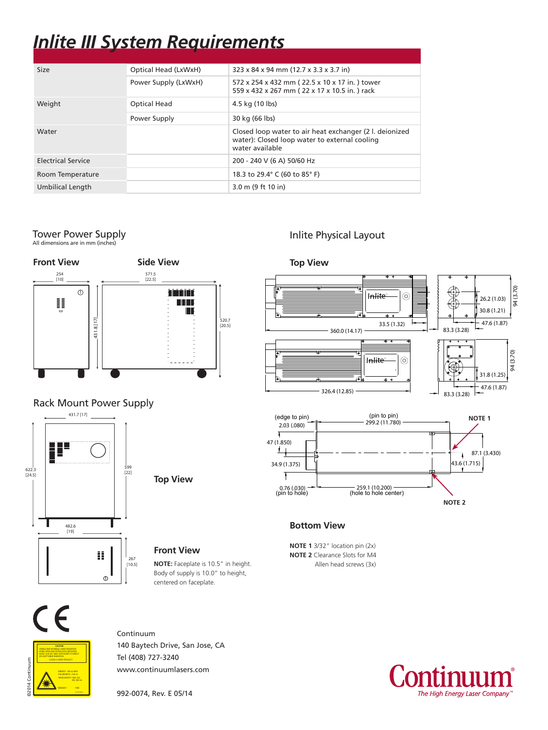# Inlite III System Requirements

| | | |
|---|---|---|
| Size | Optical Head (LxWxH) | 323 x 84 x 94 mm (12.7 x 3.3 x 3.7 in) |
| | Power Supply (LxWxH) | 572 x 254 x 432 mm ( 22.5 x 10 x 17 in. ) tower<br>559 x 432 x 267 mm ( 22 x 17 x 10.5 in. ) rack |
| Weight | Optical Head | 4.5 kg (10 lbs) |
| | Power Supply | 30 kg (66 lbs) |
| Water | | Closed loop water to air heat exchanger (2 l. deionized water): Closed loop water to external cooling water available |
| Electrical Service | | 200 - 240 V (6 A) 50/60 Hz |
| Room Temperature | | 18.3 to 29.4° C (60 to 85° F) |
| Umbilical Length | | 3.0 m (9 ft 10 in) |

## Tower Power Supply

All dimensions are in mm (inches)

### Front View

254
[10]

431.8 [17]

### Side View

571.5
[22.5]

520.7
[20.5]

## Rack Mount Power Supply

431.7 [17]

622.3
[24.5]

599
[22]

482.6
[19]

### Top View

267
[10.5]

### Front View

**NOTE:** Faceplate is 10.5" in height. Body of supply is 10.0" to height, centered on faceplate.

## Inlite Physical Layout

### Top View

Inlite

26.2 (1.03)

30.8 (1.21)

94 (3.70)

33.5 (1.32)

360.0 (14.17)

83.3 (3.28)

47.6 (1.87)

Inlite

94 (3.70)

31.8 (1.25)

47.6 (1.87)

326.4 (12.85)

83.3 (3.28)

(edge to pin)
2.03 (.080)

(pin to pin)
299.2 (11.780)

NOTE 1

47 (1.850)

87.1 (3.430)

34.9 (1.375)

43.6 (1.715)

0.76 (.030)
(pin to hole)

259.1 (10.200)
(hole to hole center)

NOTE 2

### Bottom View

**NOTE 1** 3/32" location pin (2x)
**NOTE 2** Clearance Slots for M4 Allen head screws (3x)

©2014 Continuum

Continuum
140 Baytech Drive, San Jose, CA
Tel (408) 727-3240
www.continuumlasers.com

992-0074, Rev. E 05/14

Continuum®
The High Energy Laser Company™